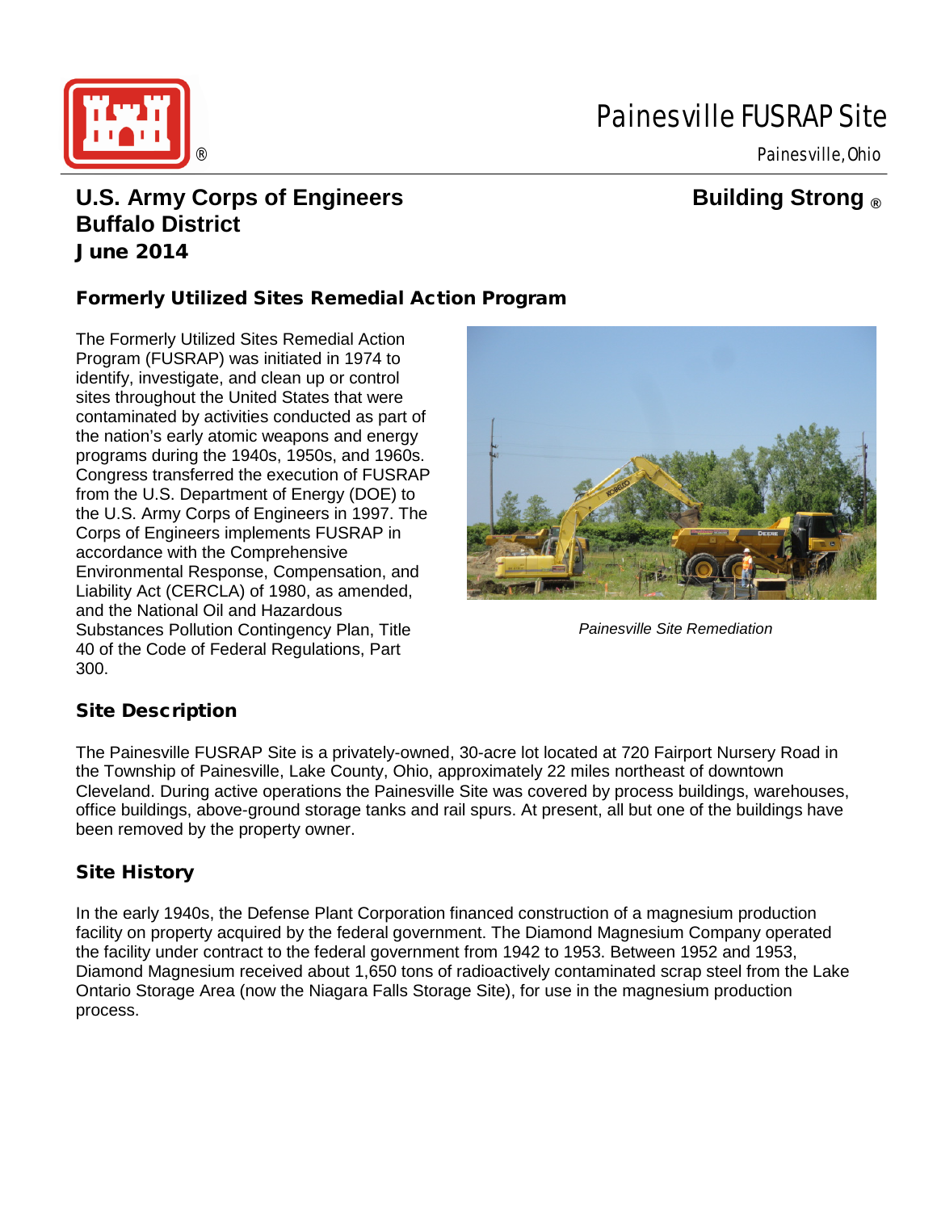# Painesville FUSRAP Site

Painesville, Ohio

**U.S. Army Corps of Engineers**
**Buffalo District**
**June 2014**

**Building Strong ®**

## Formerly Utilized Sites Remedial Action Program

The Formerly Utilized Sites Remedial Action Program (FUSRAP) was initiated in 1974 to identify, investigate, and clean up or control sites throughout the United States that were contaminated by activities conducted as part of the nation's early atomic weapons and energy programs during the 1940s, 1950s, and 1960s. Congress transferred the execution of FUSRAP from the U.S. Department of Energy (DOE) to the U.S. Army Corps of Engineers in 1997. The Corps of Engineers implements FUSRAP in accordance with the Comprehensive Environmental Response, Compensation, and Liability Act (CERCLA) of 1980, as amended, and the National Oil and Hazardous Substances Pollution Contingency Plan, Title 40 of the Code of Federal Regulations, Part 300.

*Painesville Site Remediation*

## Site Description

The Painesville FUSRAP Site is a privately-owned, 30-acre lot located at 720 Fairport Nursery Road in the Township of Painesville, Lake County, Ohio, approximately 22 miles northeast of downtown Cleveland. During active operations the Painesville Site was covered by process buildings, warehouses, office buildings, above-ground storage tanks and rail spurs. At present, all but one of the buildings have been removed by the property owner.

## Site History

In the early 1940s, the Defense Plant Corporation financed construction of a magnesium production facility on property acquired by the federal government. The Diamond Magnesium Company operated the facility under contract to the federal government from 1942 to 1953. Between 1952 and 1953, Diamond Magnesium received about 1,650 tons of radioactively contaminated scrap steel from the Lake Ontario Storage Area (now the Niagara Falls Storage Site), for use in the magnesium production process.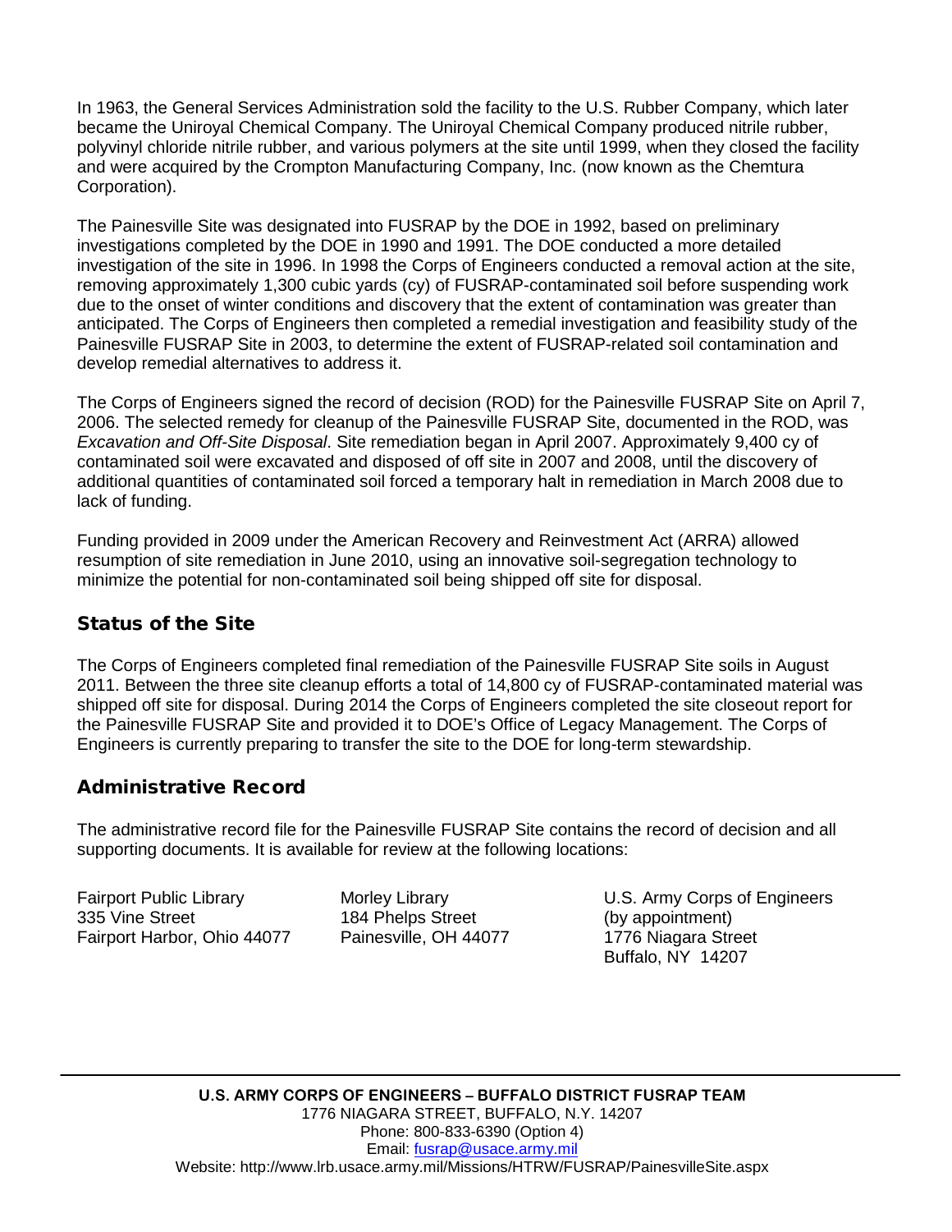In 1963, the General Services Administration sold the facility to the U.S. Rubber Company, which later became the Uniroyal Chemical Company. The Uniroyal Chemical Company produced nitrile rubber, polyvinyl chloride nitrile rubber, and various polymers at the site until 1999, when they closed the facility and were acquired by the Crompton Manufacturing Company, Inc. (now known as the Chemtura Corporation).

The Painesville Site was designated into FUSRAP by the DOE in 1992, based on preliminary investigations completed by the DOE in 1990 and 1991. The DOE conducted a more detailed investigation of the site in 1996. In 1998 the Corps of Engineers conducted a removal action at the site, removing approximately 1,300 cubic yards (cy) of FUSRAP-contaminated soil before suspending work due to the onset of winter conditions and discovery that the extent of contamination was greater than anticipated. The Corps of Engineers then completed a remedial investigation and feasibility study of the Painesville FUSRAP Site in 2003, to determine the extent of FUSRAP-related soil contamination and develop remedial alternatives to address it.

The Corps of Engineers signed the record of decision (ROD) for the Painesville FUSRAP Site on April 7, 2006. The selected remedy for cleanup of the Painesville FUSRAP Site, documented in the ROD, was *Excavation and Off-Site Disposal*. Site remediation began in April 2007. Approximately 9,400 cy of contaminated soil were excavated and disposed of off site in 2007 and 2008, until the discovery of additional quantities of contaminated soil forced a temporary halt in remediation in March 2008 due to lack of funding.

Funding provided in 2009 under the American Recovery and Reinvestment Act (ARRA) allowed resumption of site remediation in June 2010, using an innovative soil-segregation technology to minimize the potential for non-contaminated soil being shipped off site for disposal.

## Status of the Site

The Corps of Engineers completed final remediation of the Painesville FUSRAP Site soils in August 2011. Between the three site cleanup efforts a total of 14,800 cy of FUSRAP-contaminated material was shipped off site for disposal. During 2014 the Corps of Engineers completed the site closeout report for the Painesville FUSRAP Site and provided it to DOE's Office of Legacy Management. The Corps of Engineers is currently preparing to transfer the site to the DOE for long-term stewardship.

## Administrative Record

The administrative record file for the Painesville FUSRAP Site contains the record of decision and all supporting documents. It is available for review at the following locations:

Fairport Public Library
335 Vine Street
Fairport Harbor, Ohio 44077

Morley Library
184 Phelps Street
Painesville, OH 44077

U.S. Army Corps of Engineers
(by appointment)
1776 Niagara Street
Buffalo, NY 14207

**U.S. ARMY CORPS OF ENGINEERS – BUFFALO DISTRICT FUSRAP TEAM**
1776 NIAGARA STREET, BUFFALO, N.Y. 14207
Phone: 800-833-6390 (Option 4)
Email: fusrap@usace.army.mil
Website: http://www.lrb.usace.army.mil/Missions/HTRW/FUSRAP/PainesvilleSite.aspx